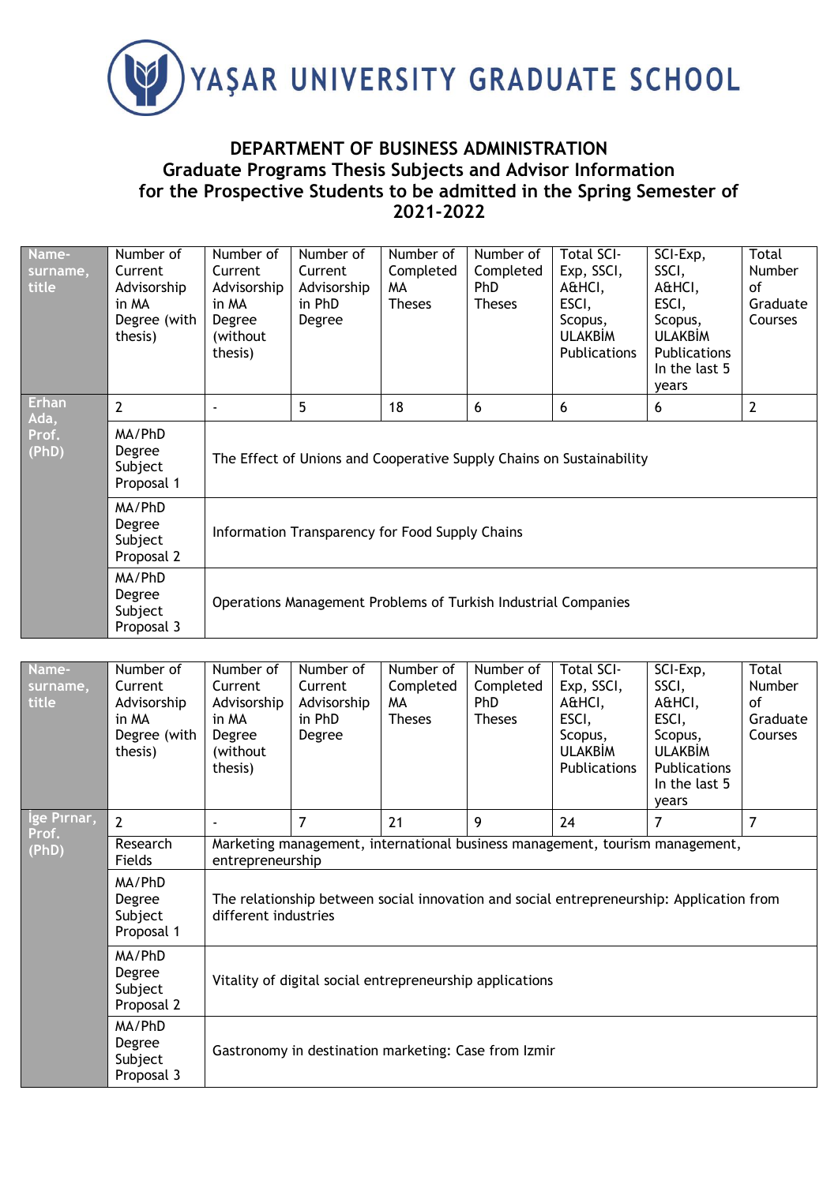# YAŞAR UNIVERSITY GRADUATE SCHOOL

## DEPARTMENT OF BUSINESS ADMINISTRATION
## Graduate Programs Thesis Subjects and Advisor Information for the Prospective Students to be admitted in the Spring Semester of 2021-2022

| Name-surname, title | Number of Current Advisorship in MA Degree (with thesis) | Number of Current Advisorship in MA Degree (without thesis) | Number of Current Advisorship in PhD Degree | Number of Completed MA Theses | Number of Completed PhD Theses | Total SCI-Exp, SSCI, A&HCI, ESCI, Scopus, ULAKBİM Publications | SCI-Exp, SSCI, A&HCI, ESCI, Scopus, ULAKBİM Publications In the last 5 years | Total Number of Graduate Courses |
|---|---|---|---|---|---|---|---|---|
| Erhan Ada, Prof. (PhD) | 2 | - | 5 | 18 | 6 | 6 | 6 | 2 |
| | MA/PhD Degree Subject Proposal 1 | The Effect of Unions and Cooperative Supply Chains on Sustainability | | | | | | |
| | MA/PhD Degree Subject Proposal 2 | Information Transparency for Food Supply Chains | | | | | | |
| | MA/PhD Degree Subject Proposal 3 | Operations Management Problems of Turkish Industrial Companies | | | | | | |

| Name-surname, title | Number of Current Advisorship in MA Degree (with thesis) | Number of Current Advisorship in MA Degree (without thesis) | Number of Current Advisorship in PhD Degree | Number of Completed MA Theses | Number of Completed PhD Theses | Total SCI-Exp, SSCI, A&HCI, ESCI, Scopus, ULAKBİM Publications | SCI-Exp, SSCI, A&HCI, ESCI, Scopus, ULAKBİM Publications In the last 5 years | Total Number of Graduate Courses |
|---|---|---|---|---|---|---|---|---|
| İge Pırnar, Prof. (PhD) | 2 | - | 7 | 21 | 9 | 24 | 7 | 7 |
| | Research Fields | Marketing management, international business management, tourism management, entrepreneurship | | | | | | |
| | MA/PhD Degree Subject Proposal 1 | The relationship between social innovation and social entrepreneurship: Application from different industries | | | | | | |
| | MA/PhD Degree Subject Proposal 2 | Vitality of digital social entrepreneurship applications | | | | | | |
| | MA/PhD Degree Subject Proposal 3 | Gastronomy in destination marketing: Case from Izmir | | | | | | |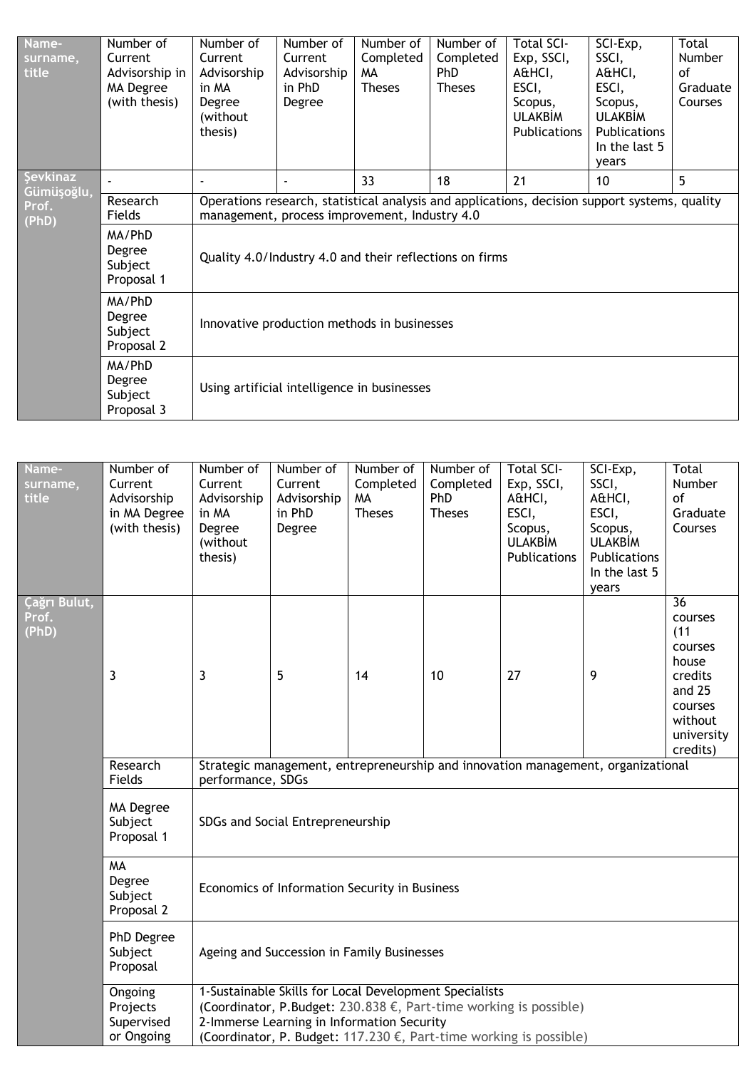| Name-surname, title | Number of Current Advisorship in MA Degree (with thesis) | Number of Current Advisorship in MA Degree (without thesis) | Number of Current Advisorship in PhD Degree | Number of Completed MA Theses | Number of Completed PhD Theses | Total SCI-Exp, SSCI, A&HCI, ESCI, Scopus, ULAKBİM Publications | SCI-Exp, SSCI, A&HCI, ESCI, Scopus, ULAKBİM Publications In the last 5 years | Total Number of Graduate Courses |
|---|---|---|---|---|---|---|---|---|
| Şevkinaz Gümüşoğlu, Prof. (PhD) | - | - | - | 33 | 18 | 21 | 10 | 5 |
| | Research Fields | Operations research, statistical analysis and applications, decision support systems, quality management, process improvement, Industry 4.0 | | | | | | |
| | MA/PhD Degree Subject Proposal 1 | Quality 4.0/Industry 4.0 and their reflections on firms | | | | | | |
| | MA/PhD Degree Subject Proposal 2 | Innovative production methods in businesses | | | | | | |
| | MA/PhD Degree Subject Proposal 3 | Using artificial intelligence in businesses | | | | | | |

| Name-surname, title | Number of Current Advisorship in MA Degree (with thesis) | Number of Current Advisorship in MA Degree (without thesis) | Number of Current Advisorship in PhD Degree | Number of Completed MA Theses | Number of Completed PhD Theses | Total SCI-Exp, SSCI, A&HCI, ESCI, Scopus, ULAKBİM Publications | SCI-Exp, SSCI, A&HCI, ESCI, Scopus, ULAKBİM Publications In the last 5 years | Total Number of Graduate Courses |
|---|---|---|---|---|---|---|---|---|
| Çağrı Bulut, Prof. (PhD) | 3 | 3 | 5 | 14 | 10 | 27 | 9 | 36 courses (11 courses house credits and 25 courses without university credits) |
| | Research Fields | Strategic management, entrepreneurship and innovation management, organizational performance, SDGs | | | | | | |
| | MA Degree Subject Proposal 1 | SDGs and Social Entrepreneurship | | | | | | |
| | MA Degree Subject Proposal 2 | Economics of Information Security in Business | | | | | | |
| | PhD Degree Subject Proposal | Ageing and Succession in Family Businesses | | | | | | |
| | Ongoing Projects Supervised or Ongoing | 1-Sustainable Skills for Local Development Specialists (Coordinator, P.Budget: 230.838 €, Part-time working is possible) 2-Immerse Learning in Information Security (Coordinator, P. Budget: 117.230 €, Part-time working is possible) | | | | | | |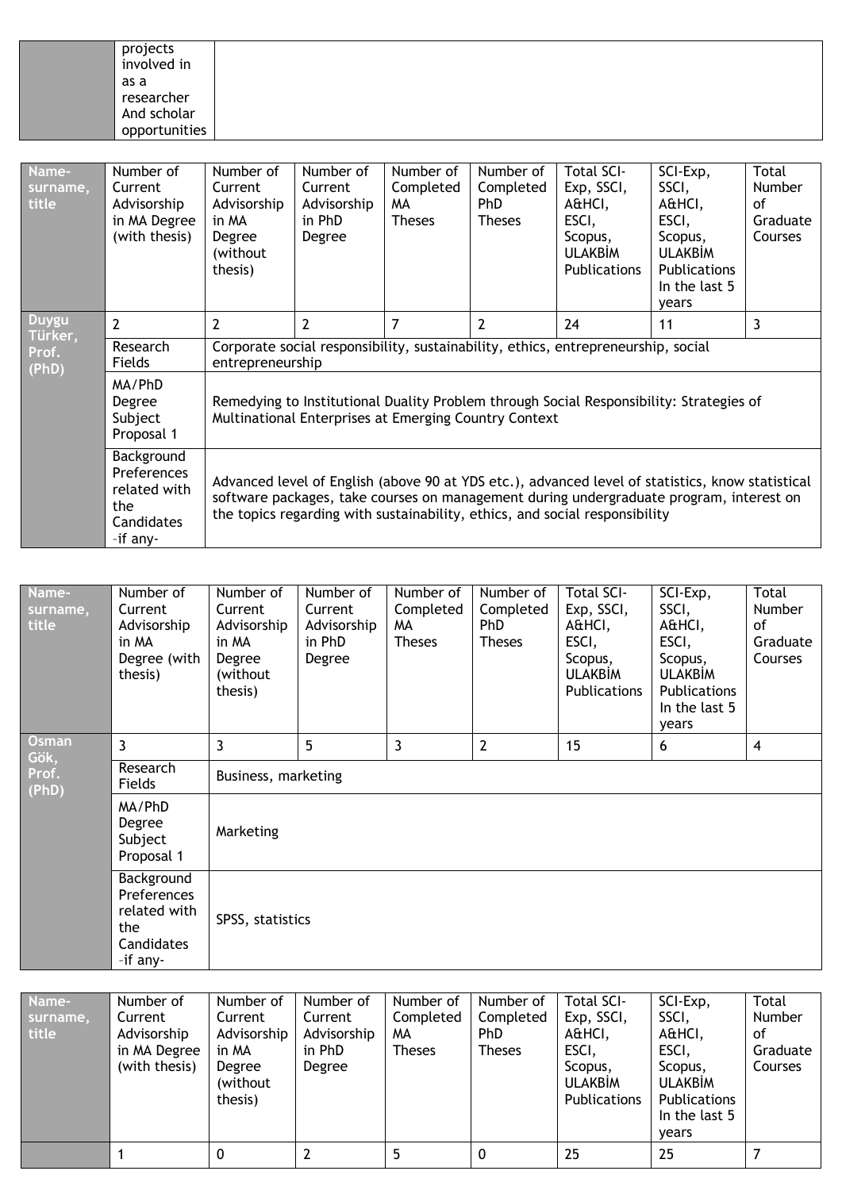| | projects involved in as a researcher And scholar opportunities | |
|---|---|---|

| Name-surname, title | Number of Current Advisorship in MA Degree (with thesis) | Number of Current Advisorship in MA Degree (without thesis) | Number of Current Advisorship in PhD Degree | Number of Completed MA Theses | Number of Completed PhD Theses | Total SCI-Exp, SSCI, A&HCI, ESCI, Scopus, ULAKBİM Publications | SCI-Exp, SSCI, A&HCI, ESCI, Scopus, ULAKBİM Publications In the last 5 years | Total Number of Graduate Courses |
|---|---|---|---|---|---|---|---|---|
| Duygu Türker, Prof. (PhD) | 2 | 2 | 2 | 7 | 2 | 24 | 11 | 3 |
| | Research Fields | Corporate social responsibility, sustainability, ethics, entrepreneurship, social entrepreneurship | | | | | | |
| | MA/PhD Degree Subject Proposal 1 | Remedying to Institutional Duality Problem through Social Responsibility: Strategies of Multinational Enterprises at Emerging Country Context | | | | | | |
| | Background Preferences related with the Candidates –if any- | Advanced level of English (above 90 at YDS etc.), advanced level of statistics, know statistical software packages, take courses on management during undergraduate program, interest on the topics regarding with sustainability, ethics, and social responsibility | | | | | | |

| Name-surname, title | Number of Current Advisorship in MA Degree (with thesis) | Number of Current Advisorship in MA Degree (without thesis) | Number of Current Advisorship in PhD Degree | Number of Completed MA Theses | Number of Completed PhD Theses | Total SCI-Exp, SSCI, A&HCI, ESCI, Scopus, ULAKBİM Publications | SCI-Exp, SSCI, A&HCI, ESCI, Scopus, ULAKBİM Publications In the last 5 years | Total Number of Graduate Courses |
|---|---|---|---|---|---|---|---|---|
| Osman Gök, Prof. (PhD) | 3 | 3 | 5 | 3 | 2 | 15 | 6 | 4 |
| | Research Fields | Business, marketing | | | | | | |
| | MA/PhD Degree Subject Proposal 1 | Marketing | | | | | | |
| | Background Preferences related with the Candidates –if any- | SPSS, statistics | | | | | | |

| Name-surname, title | Number of Current Advisorship in MA Degree (with thesis) | Number of Current Advisorship in MA Degree (without thesis) | Number of Current Advisorship in PhD Degree | Number of Completed MA Theses | Number of Completed PhD Theses | Total SCI-Exp, SSCI, A&HCI, ESCI, Scopus, ULAKBİM Publications | SCI-Exp, SSCI, A&HCI, ESCI, Scopus, ULAKBİM Publications In the last 5 years | Total Number of Graduate Courses |
|---|---|---|---|---|---|---|---|---|
| | 1 | 0 | 2 | 5 | 0 | 25 | 25 | 7 |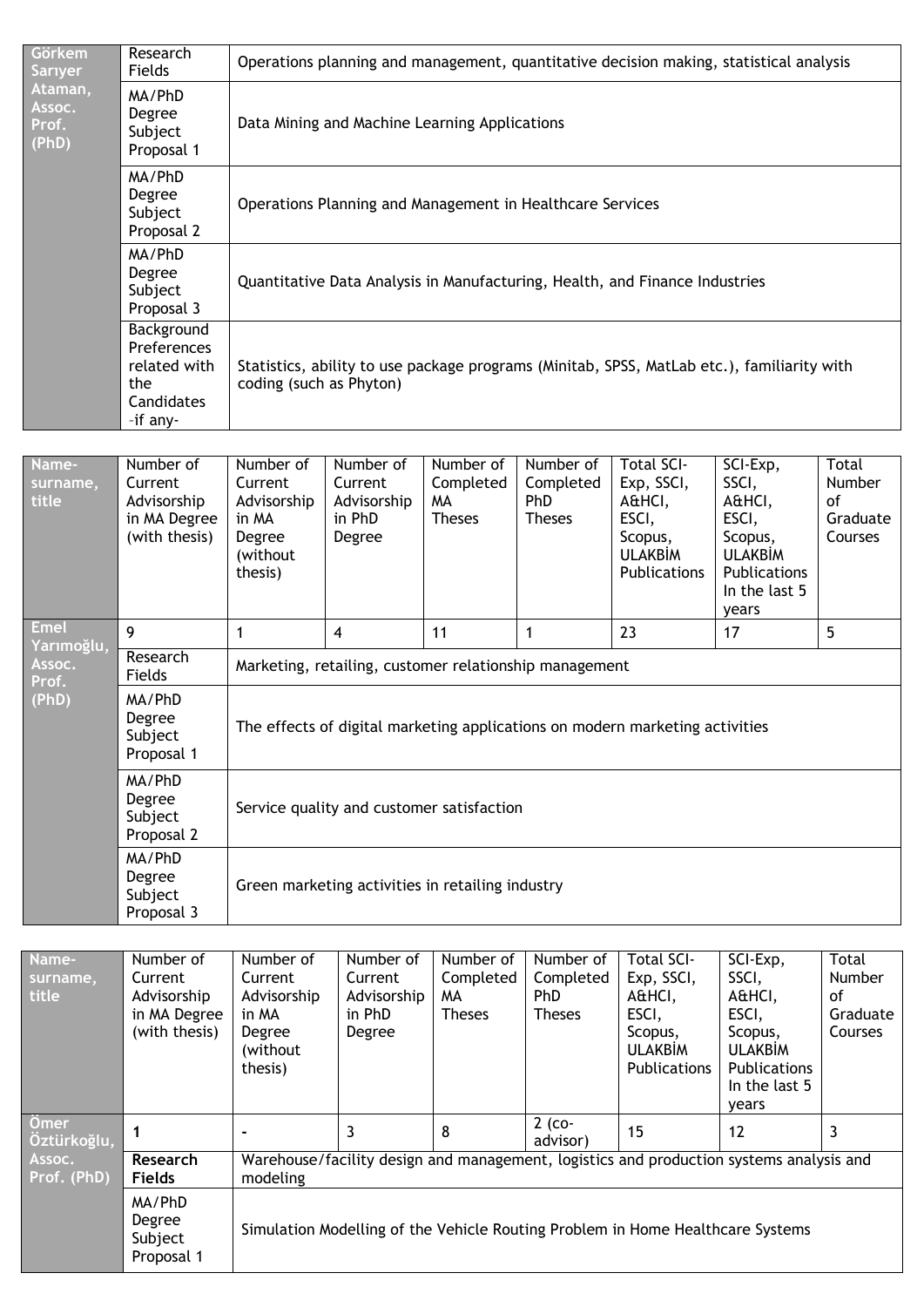| Görkem Sarıyer Ataman, Assoc. Prof. (PhD) | Research Fields | Operations planning and management, quantitative decision making, statistical analysis |
|---|---|---|
| | MA/PhD Degree Subject Proposal 1 | Data Mining and Machine Learning Applications |
| | MA/PhD Degree Subject Proposal 2 | Operations Planning and Management in Healthcare Services |
| | MA/PhD Degree Subject Proposal 3 | Quantitative Data Analysis in Manufacturing, Health, and Finance Industries |
| | Background Preferences related with the Candidates –if any- | Statistics, ability to use package programs (Minitab, SPSS, MatLab etc.), familiarity with coding (such as Phyton) |

| Name-surname, title | Number of Current Advisorship in MA Degree (with thesis) | Number of Current Advisorship in MA Degree (without thesis) | Number of Current Advisorship in PhD Degree | Number of Completed MA Theses | Number of Completed PhD Theses | Total SCI-Exp, SSCI, A&HCI, ESCI, Scopus, ULAKBİM Publications | SCI-Exp, SSCI, A&HCI, ESCI, Scopus, ULAKBİM Publications In the last 5 years | Total Number of Graduate Courses |
|---|---|---|---|---|---|---|---|---|
| Emel Yarımoğlu, Assoc. Prof. (PhD) | 9 | 1 | 4 | 11 | 1 | 23 | 17 | 5 |
| | Research Fields | Marketing, retailing, customer relationship management | | | | | | |
| | MA/PhD Degree Subject Proposal 1 | The effects of digital marketing applications on modern marketing activities | | | | | | |
| | MA/PhD Degree Subject Proposal 2 | Service quality and customer satisfaction | | | | | | |
| | MA/PhD Degree Subject Proposal 3 | Green marketing activities in retailing industry | | | | | | |

| Name-surname, title | Number of Current Advisorship in MA Degree (with thesis) | Number of Current Advisorship in MA Degree (without thesis) | Number of Current Advisorship in PhD Degree | Number of Completed MA Theses | Number of Completed PhD Theses | Total SCI-Exp, SSCI, A&HCI, ESCI, Scopus, ULAKBİM Publications | SCI-Exp, SSCI, A&HCI, ESCI, Scopus, ULAKBİM Publications In the last 5 years | Total Number of Graduate Courses |
|---|---|---|---|---|---|---|---|---|
| Ömer Öztürkoğlu, Assoc. Prof. (PhD) | **1** | - | 3 | 8 | 2 (co-advisor) | 15 | 12 | 3 |
| | **Research Fields** | Warehouse/facility design and management, logistics and production systems analysis and modeling | | | | | | |
| | MA/PhD Degree Subject Proposal 1 | Simulation Modelling of the Vehicle Routing Problem in Home Healthcare Systems | | | | | | |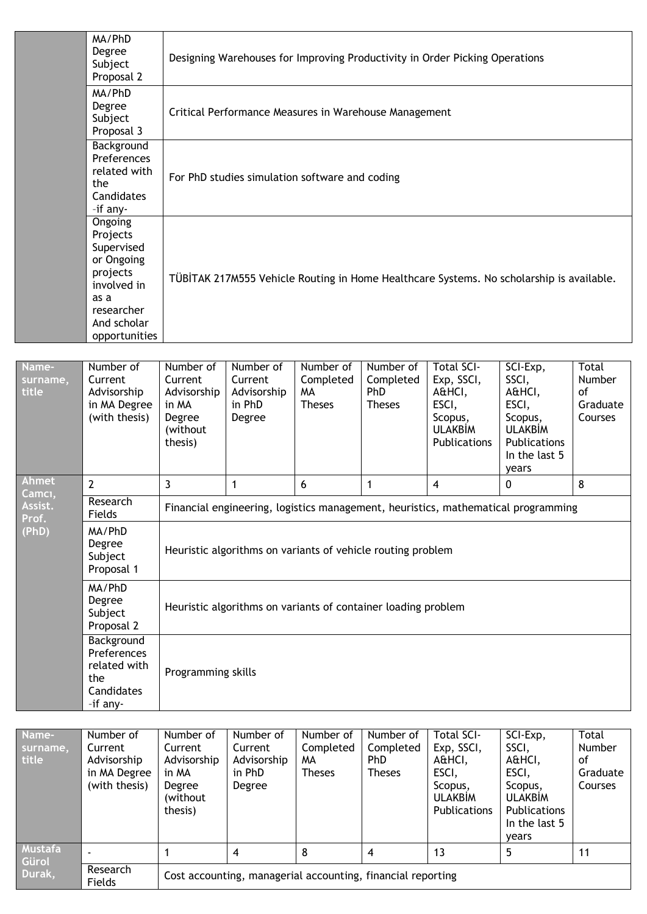| | | |
|---|---|---|
| | MA/PhD Degree Subject Proposal 2 | Designing Warehouses for Improving Productivity in Order Picking Operations |
| | MA/PhD Degree Subject Proposal 3 | Critical Performance Measures in Warehouse Management |
| | Background Preferences related with the Candidates –if any- | For PhD studies simulation software and coding |
| | Ongoing Projects Supervised or Ongoing projects involved in as a researcher And scholar opportunities | TÜBİTAK 217M555 Vehicle Routing in Home Healthcare Systems. No scholarship is available. |

| Name-surname, title | Number of Current Advisorship in MA Degree (with thesis) | Number of Current Advisorship in MA Degree (without thesis) | Number of Current Advisorship in PhD Degree | Number of Completed MA Theses | Number of Completed PhD Theses | Total SCI-Exp, SSCI, A&HCI, ESCI, Scopus, ULAKBİM Publications | SCI-Exp, SSCI, A&HCI, ESCI, Scopus, ULAKBİM Publications In the last 5 years | Total Number of Graduate Courses |
|---|---|---|---|---|---|---|---|---|
| Ahmet Camcı, Assist. Prof. (PhD) | 2 | 3 | 1 | 6 | 1 | 4 | 0 | 8 |
| | Research Fields | Financial engineering, logistics management, heuristics, mathematical programming | | | | | | |
| | MA/PhD Degree Subject Proposal 1 | Heuristic algorithms on variants of vehicle routing problem | | | | | | |
| | MA/PhD Degree Subject Proposal 2 | Heuristic algorithms on variants of container loading problem | | | | | | |
| | Background Preferences related with the Candidates –if any- | Programming skills | | | | | | |

| Name-surname, title | Number of Current Advisorship in MA Degree (with thesis) | Number of Current Advisorship in MA Degree (without thesis) | Number of Current Advisorship in PhD Degree | Number of Completed MA Theses | Number of Completed PhD Theses | Total SCI-Exp, SSCI, A&HCI, ESCI, Scopus, ULAKBİM Publications | SCI-Exp, SSCI, A&HCI, ESCI, Scopus, ULAKBİM Publications In the last 5 years | Total Number of Graduate Courses |
|---|---|---|---|---|---|---|---|---|
| Mustafa Gürol Durak, | - | 1 | 4 | 8 | 4 | 13 | 5 | 11 |
| | Research Fields | Cost accounting, managerial accounting, financial reporting | | | | | | |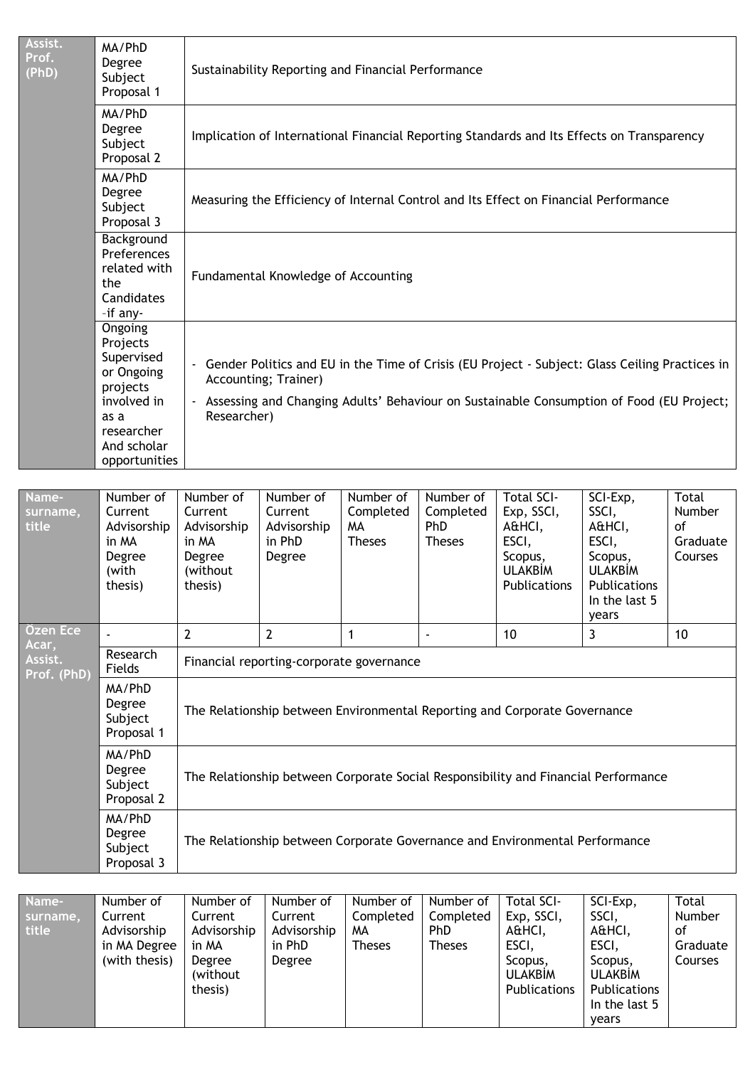| Assist. Prof. (PhD) | MA/PhD Degree Subject Proposal 1 | Sustainability Reporting and Financial Performance |
|---|---|---|
| | MA/PhD Degree Subject Proposal 2 | Implication of International Financial Reporting Standards and Its Effects on Transparency |
| | MA/PhD Degree Subject Proposal 3 | Measuring the Efficiency of Internal Control and Its Effect on Financial Performance |
| | Background Preferences related with the Candidates –if any- | Fundamental Knowledge of Accounting |
| | Ongoing Projects Supervised or Ongoing projects involved in as a researcher And scholar opportunities | - Gender Politics and EU in the Time of Crisis (EU Project - Subject: Glass Ceiling Practices in Accounting; Trainer)<br>- Assessing and Changing Adults' Behaviour on Sustainable Consumption of Food (EU Project; Researcher) |

| Name-surname, title | Number of Current Advisorship in MA Degree (with thesis) | Number of Current Advisorship in MA Degree (without thesis) | Number of Current Advisorship in PhD Degree | Number of Completed MA Theses | Number of Completed PhD Theses | Total SCI-Exp, SSCI, A&HCI, ESCI, Scopus, ULAKBİM Publications | SCI-Exp, SSCI, A&HCI, ESCI, Scopus, ULAKBİM Publications In the last 5 years | Total Number of Graduate Courses |
|---|---|---|---|---|---|---|---|---|
| Özen Ece Acar, Assist. Prof. (PhD) | - | 2 | 2 | 1 | - | 10 | 3 | 10 |
| | Research Fields | Financial reporting-corporate governance | | | | | | |
| | MA/PhD Degree Subject Proposal 1 | The Relationship between Environmental Reporting and Corporate Governance | | | | | | |
| | MA/PhD Degree Subject Proposal 2 | The Relationship between Corporate Social Responsibility and Financial Performance | | | | | | |
| | MA/PhD Degree Subject Proposal 3 | The Relationship between Corporate Governance and Environmental Performance | | | | | | |

| Name-surname, title | Number of Current Advisorship in MA Degree (with thesis) | Number of Current Advisorship in MA Degree (without thesis) | Number of Current Advisorship in PhD Degree | Number of Completed MA Theses | Number of Completed PhD Theses | Total SCI-Exp, SSCI, A&HCI, ESCI, Scopus, ULAKBİM Publications | SCI-Exp, SSCI, A&HCI, ESCI, Scopus, ULAKBİM Publications In the last 5 years | Total Number of Graduate Courses |
|---|---|---|---|---|---|---|---|---|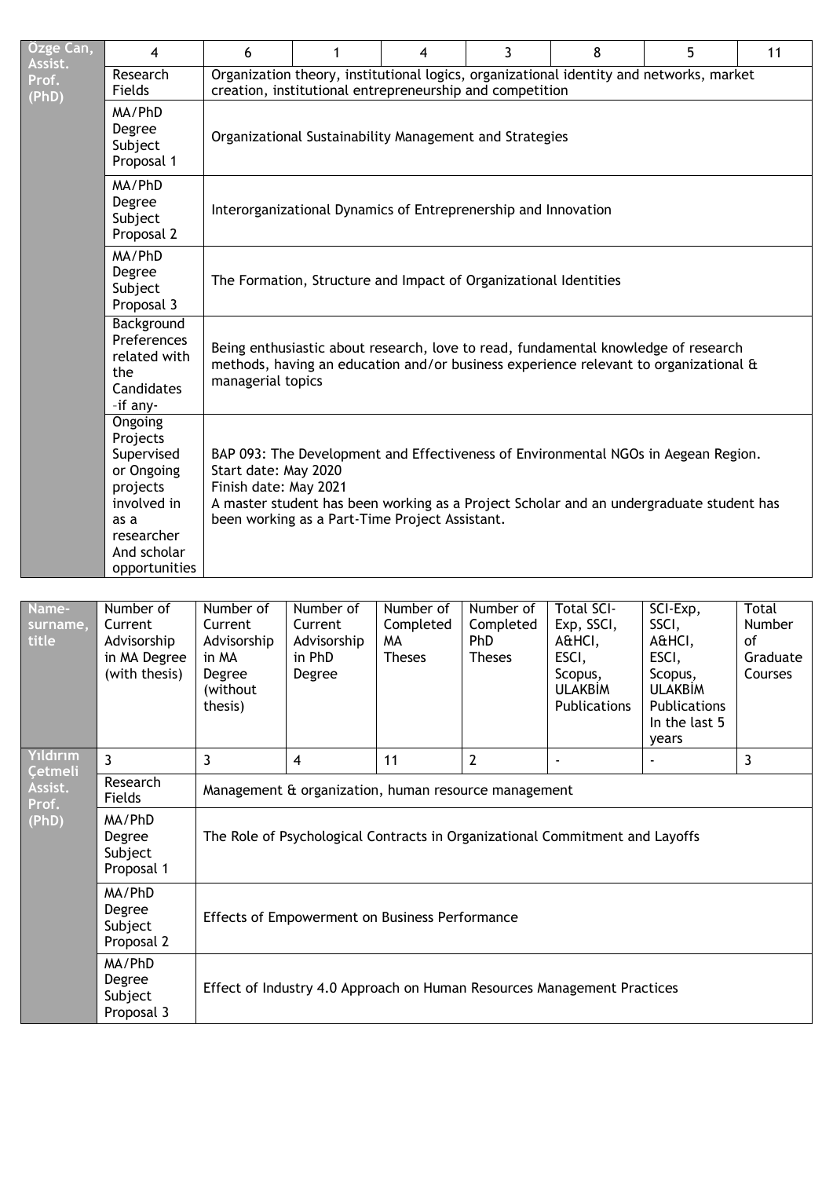| Özge Can, Assist. Prof. (PhD) | 4 | 6 | 1 | 4 | 3 | 8 | 5 | 11 |
|---|---|---|---|---|---|---|---|---|
| | Research Fields | Organization theory, institutional logics, organizational identity and networks, market creation, institutional entrepreneurship and competition | | | | | | |
| | MA/PhD Degree Subject Proposal 1 | Organizational Sustainability Management and Strategies | | | | | | |
| | MA/PhD Degree Subject Proposal 2 | Interorganizational Dynamics of Entreprenership and Innovation | | | | | | |
| | MA/PhD Degree Subject Proposal 3 | The Formation, Structure and Impact of Organizational Identities | | | | | | |
| | Background Preferences related with the Candidates -if any- | Being enthusiastic about research, love to read, fundamental knowledge of research methods, having an education and/or business experience relevant to organizational & managerial topics | | | | | | |
| | Ongoing Projects Supervised or Ongoing projects involved in as a researcher And scholar opportunities | BAP 093: The Development and Effectiveness of Environmental NGOs in Aegean Region. Start date: May 2020 Finish date: May 2021 A master student has been working as a Project Scholar and an undergraduate student has been working as a Part-Time Project Assistant. | | | | | | |

| Name-surname, title | Number of Current Advisorship in MA Degree (with thesis) | Number of Current Advisorship in MA Degree (without thesis) | Number of Current Advisorship in PhD Degree | Number of Completed MA Theses | Number of Completed PhD Theses | Total SCI-Exp, SSCI, A&HCI, ESCI, Scopus, ULAKBİM Publications | SCI-Exp, SSCI, A&HCI, ESCI, Scopus, ULAKBİM Publications In the last 5 years | Total Number of Graduate Courses |
|---|---|---|---|---|---|---|---|---|
| Yıldırım Çetmeli Assist. Prof. (PhD) | 3 | 3 | 4 | 11 | 2 | - | - | 3 |
| | Research Fields | Management & organization, human resource management | | | | | | |
| | MA/PhD Degree Subject Proposal 1 | The Role of Psychological Contracts in Organizational Commitment and Layoffs | | | | | | |
| | MA/PhD Degree Subject Proposal 2 | Effects of Empowerment on Business Performance | | | | | | |
| | MA/PhD Degree Subject Proposal 3 | Effect of Industry 4.0 Approach on Human Resources Management Practices | | | | | | |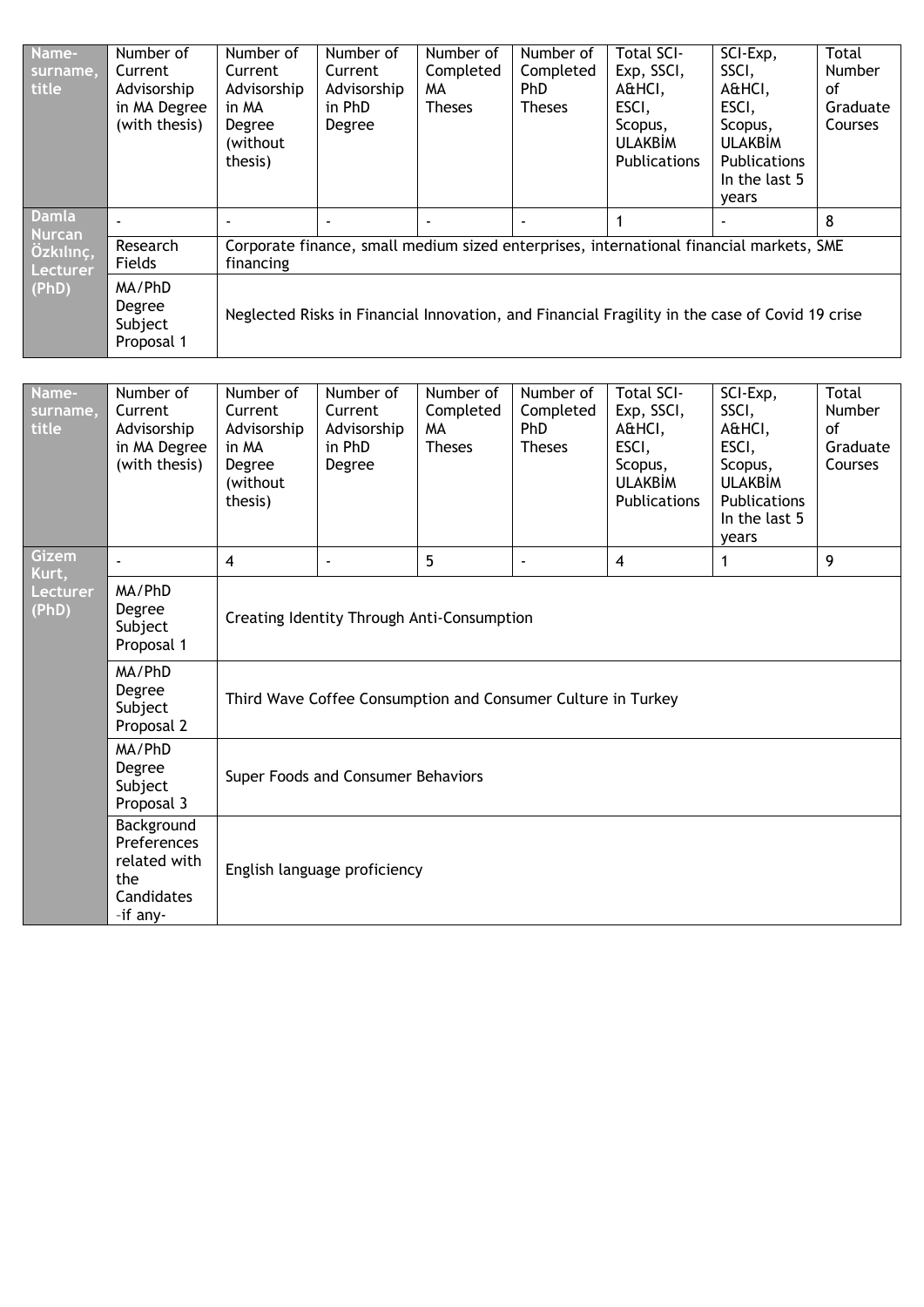| Name-surname, title | Number of Current Advisorship in MA Degree (with thesis) | Number of Current Advisorship in MA Degree (without thesis) | Number of Current Advisorship in PhD Degree | Number of Completed MA Theses | Number of Completed PhD Theses | Total SCI-Exp, SSCI, A&HCI, ESCI, ULAKBİM Publications | SCI-Exp, SSCI, A&HCI, ESCI, ULAKBİM Publications In the last 5 years | Total Number of Graduate Courses |
|---|---|---|---|---|---|---|---|---|
| Damla Nurcan Özkılınç, Lecturer (PhD) | - | - | - | - | - | 1 | - | 8 |
| | Research Fields | Corporate finance, small medium sized enterprises, international financial markets, SME financing | | | | | | |
| | MA/PhD Degree Subject Proposal 1 | Neglected Risks in Financial Innovation, and Financial Fragility in the case of Covid 19 crise | | | | | | |

| Name-surname, title | Number of Current Advisorship in MA Degree (with thesis) | Number of Current Advisorship in MA Degree (without thesis) | Number of Current Advisorship in PhD Degree | Number of Completed MA Theses | Number of Completed PhD Theses | Total SCI-Exp, SSCI, A&HCI, ESCI, Scopus, ULAKBİM Publications | SCI-Exp, SSCI, A&HCI, ESCI, Scopus, ULAKBİM Publications In the last 5 years | Total Number of Graduate Courses |
|---|---|---|---|---|---|---|---|---|
| Gizem Kurt, Lecturer (PhD) | - | 4 | - | 5 | - | 4 | 1 | 9 |
| | MA/PhD Degree Subject Proposal 1 | Creating Identity Through Anti-Consumption | | | | | | |
| | MA/PhD Degree Subject Proposal 2 | Third Wave Coffee Consumption and Consumer Culture in Turkey | | | | | | |
| | MA/PhD Degree Subject Proposal 3 | Super Foods and Consumer Behaviors | | | | | | |
| | Background Preferences related with the Candidates -if any- | English language proficiency | | | | | | |